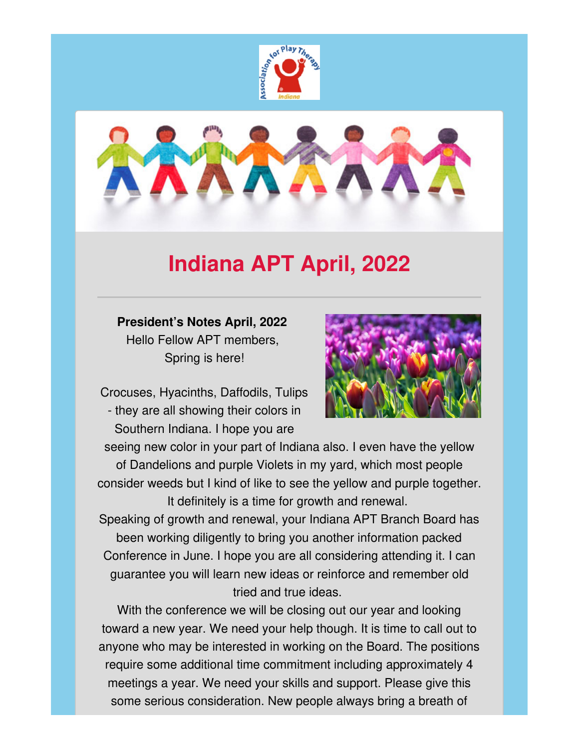# Indiana APT April, 2022

**President's Notes April, 2022**

Hello Fellow APT members,

Spring is here!

Crocuses, Hyacinths, Daffodils, Tulips - they are all showing their colors in Southern Indiana. I hope you are seeing new color in your part of Indiana also. I even have the yellow of Dandelions and purple Violets in my yard, which most people consider weeds but I kind of like to see the yellow and purple together. It definitely is a time for growth and renewal.

Speaking of growth and renewal, your Indiana APT Branch Board has been working diligently to bring you another information packed Conference in June. I hope you are all considering attending it. I can guarantee you will learn new ideas or reinforce and remember old tried and true ideas.

With the conference we will be closing out our year and looking toward a new year. We need your help though. It is time to call out to anyone who may be interested in working on the Board. The positions require some additional time commitment including approximately 4 meetings a year. We need your skills and support. Please give this some serious consideration. New people always bring a breath of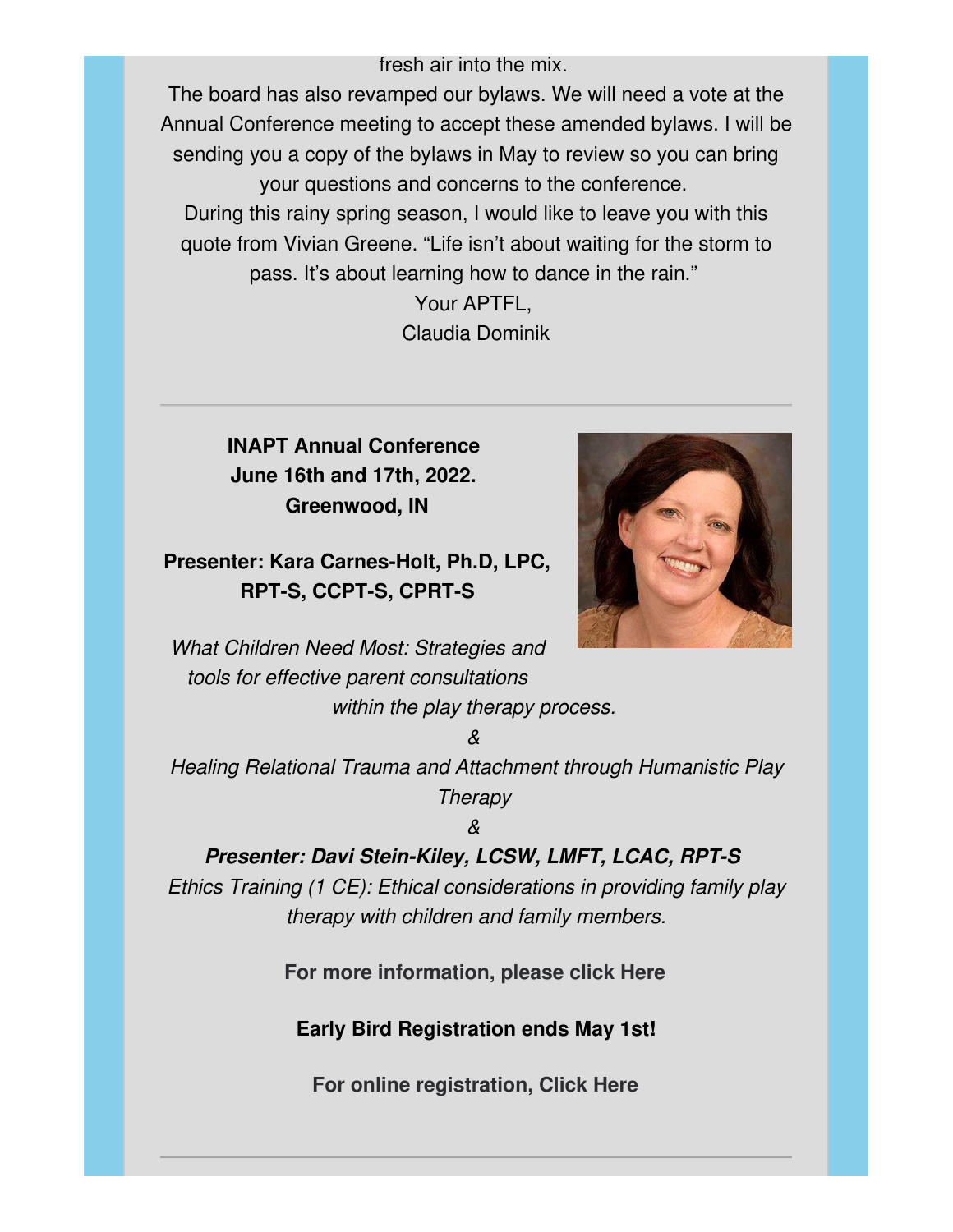fresh air into the mix.

The board has also revamped our bylaws. We will need a vote at the Annual Conference meeting to accept these amended bylaws. I will be sending you a copy of the bylaws in May to review so you can bring your questions and concerns to the conference.

During this rainy spring season, I would like to leave you with this quote from Vivian Greene. "Life isn't about waiting for the storm to pass. It's about learning how to dance in the rain."

Your APTFL,
Claudia Dominik

---

**INAPT Annual Conference**
**June 16th and 17th, 2022.**
**Greenwood, IN**

**Presenter: Kara Carnes-Holt, Ph.D, LPC, RPT-S, CCPT-S, CPRT-S**

*What Children Need Most: Strategies and tools for effective parent consultations within the play therapy process.*

*&*

*Healing Relational Trauma and Attachment through Humanistic Play Therapy*

*&*

***Presenter: Davi Stein-Kiley, LCSW, LMFT, LCAC, RPT-S***

*Ethics Training (1 CE): Ethical considerations in providing family play therapy with children and family members.*

**For more information, please click Here**

**Early Bird Registration ends May 1st!**

**For online registration, Click Here**

---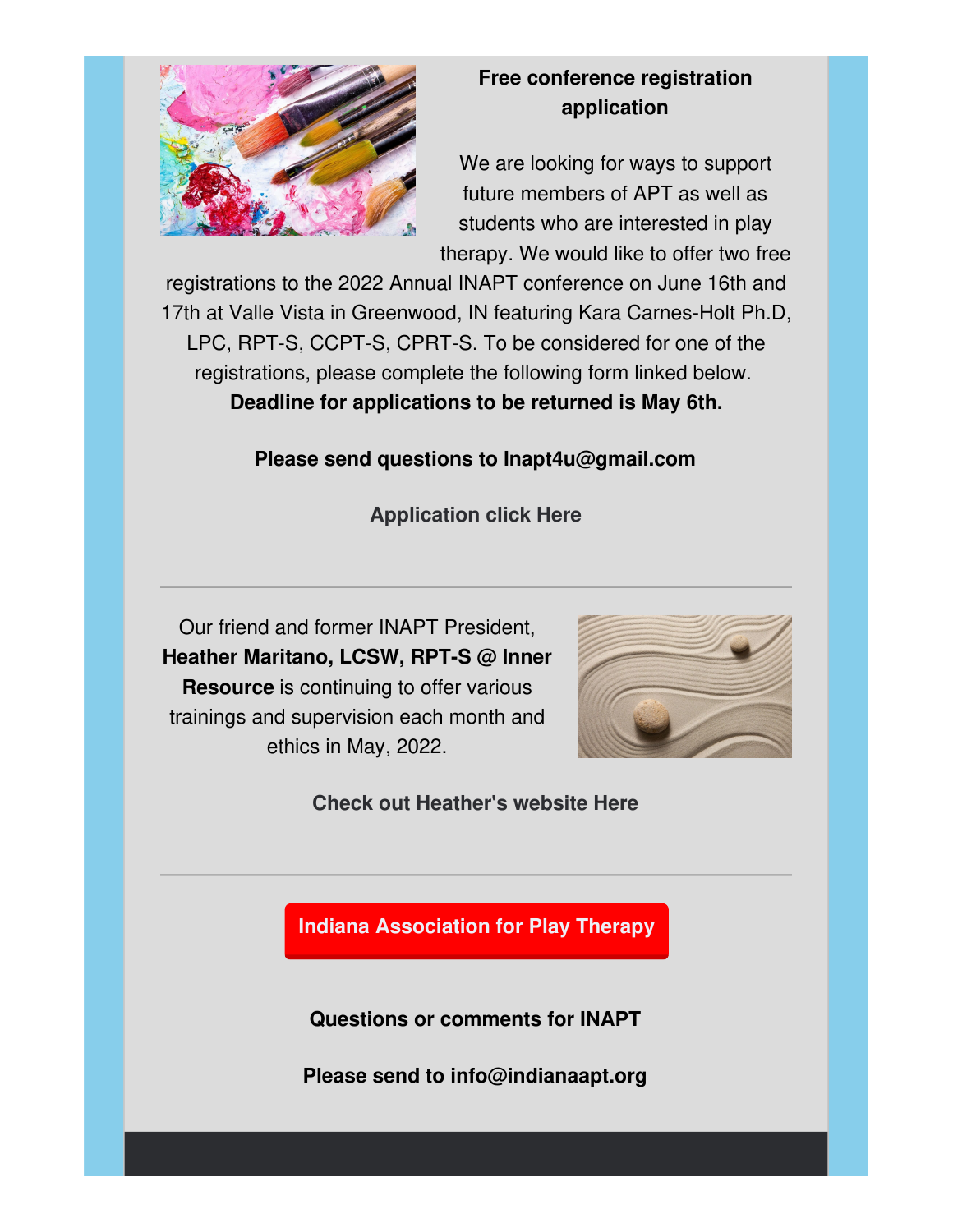**Free conference registration application**

We are looking for ways to support future members of APT as well as students who are interested in play therapy. We would like to offer two free registrations to the 2022 Annual INAPT conference on June 16th and 17th at Valle Vista in Greenwood, IN featuring Kara Carnes-Holt Ph.D, LPC, RPT-S, CCPT-S, CPRT-S. To be considered for one of the registrations, please complete the following form linked below. **Deadline for applications to be returned is May 6th.**

**Please send questions to Inapt4u@gmail.com**

**Application click Here**

---

Our friend and former INAPT President, **Heather Maritano, LCSW, RPT-S @ Inner Resource** is continuing to offer various trainings and supervision each month and ethics in May, 2022.

**Check out Heather's website Here**

---

**Indiana Association for Play Therapy**

**Questions or comments for INAPT**

**Please send to info@indianaapt.org**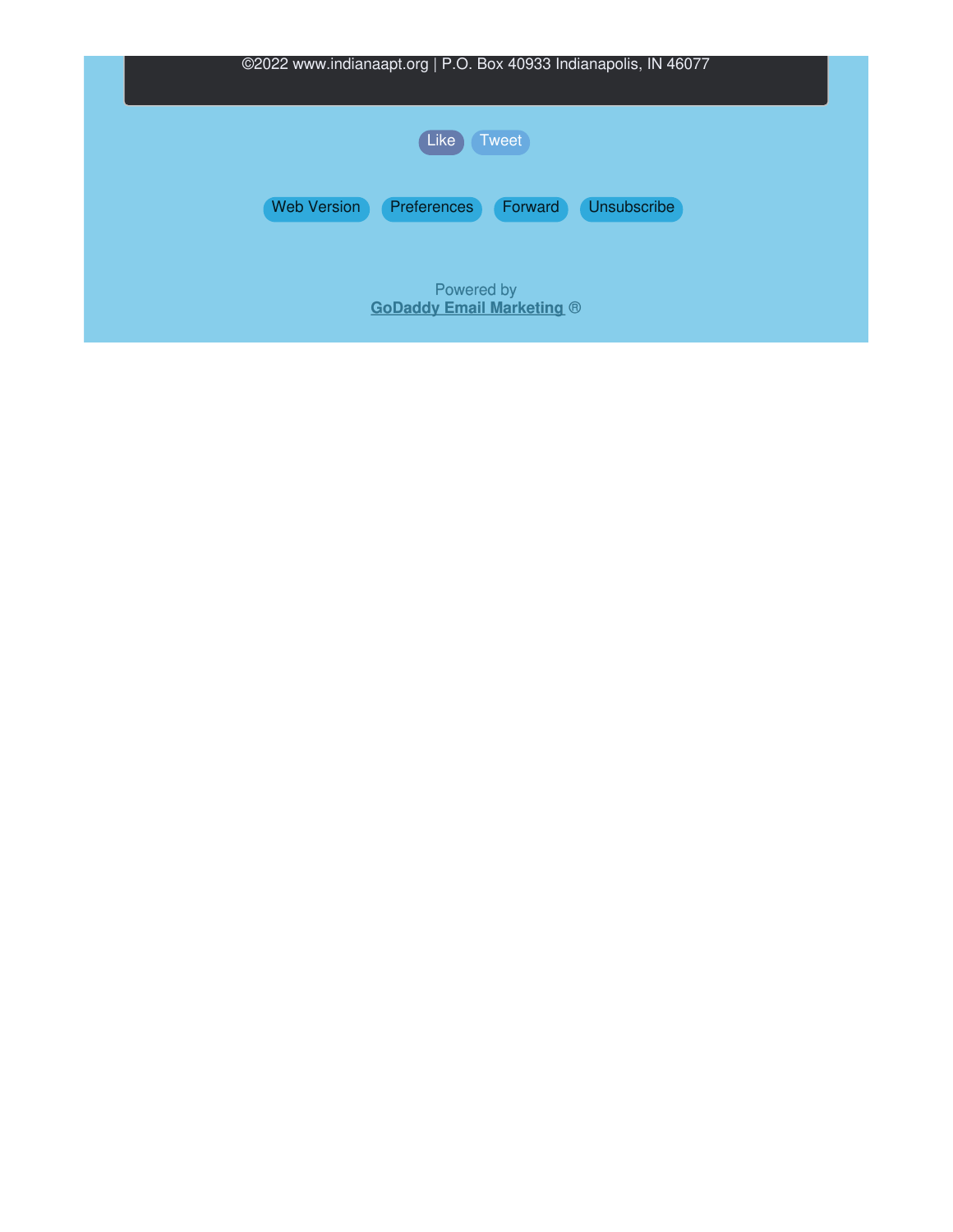©2022 www.indianaapt.org | P.O. Box 40933 Indianapolis, IN 46077

Like Tweet

Web Version Preferences Forward Unsubscribe

Powered by
**GoDaddy Email Marketing** ®